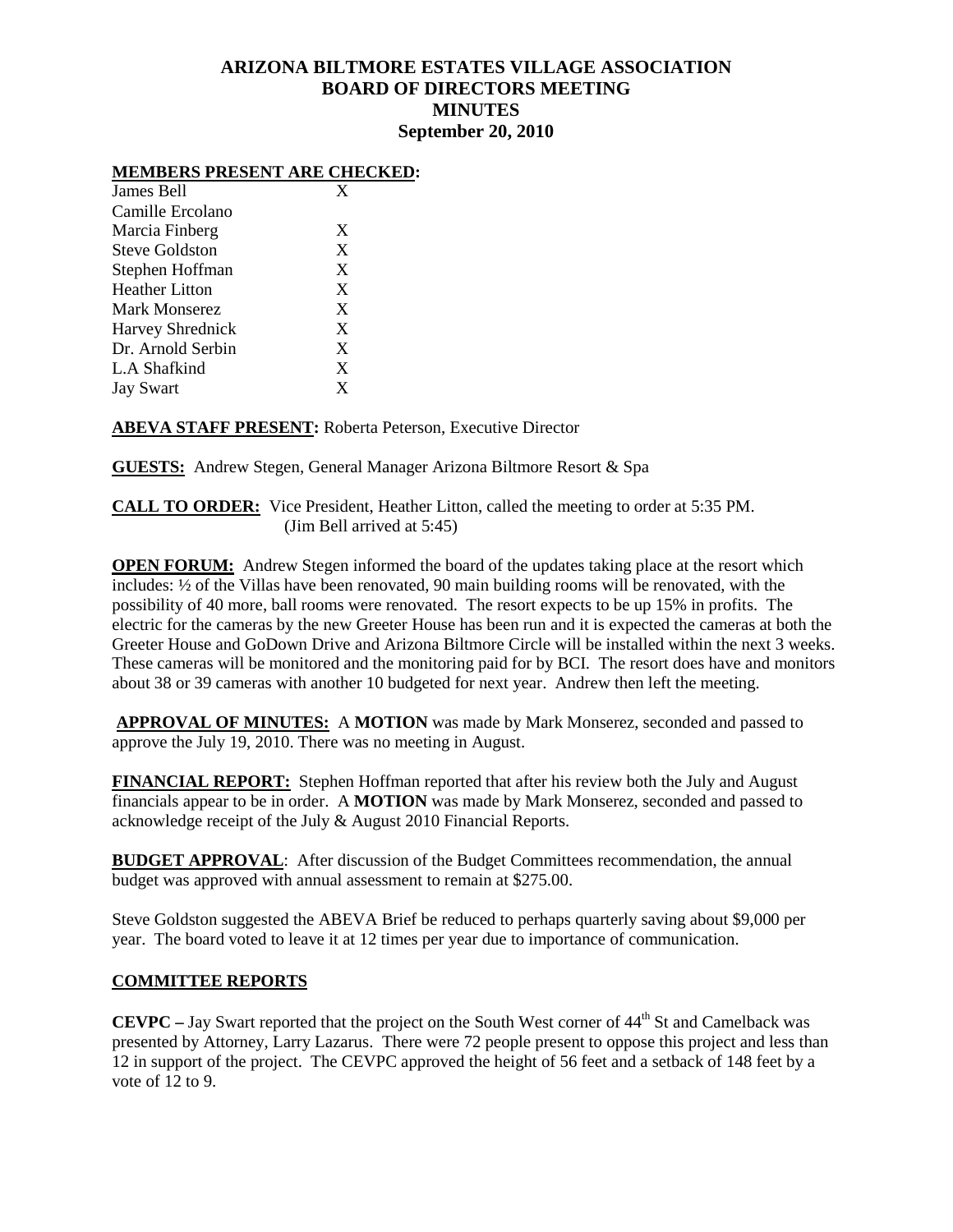# ARIZONA BILTMORE ESTATES VILLAGE ASSOCIATION
## BOARD OF DIRECTORS MEETING
## MINUTES
## September 20, 2010

**MEMBERS PRESENT ARE CHECKED:**

| | |
|---|---|
| James Bell | X |
| Camille Ercolano | |
| Marcia Finberg | X |
| Steve Goldston | X |
| Stephen Hoffman | X |
| Heather Litton | X |
| Mark Monserez | X |
| Harvey Shrednick | X |
| Dr. Arnold Serbin | X |
| L.A Shafkind | X |
| Jay Swart | X |

**ABEVA STAFF PRESENT:** Roberta Peterson, Executive Director

**GUESTS:** Andrew Stegen, General Manager Arizona Biltmore Resort & Spa

**CALL TO ORDER:** Vice President, Heather Litton, called the meeting to order at 5:35 PM. (Jim Bell arrived at 5:45)

**OPEN FORUM:** Andrew Stegen informed the board of the updates taking place at the resort which includes: ½ of the Villas have been renovated, 90 main building rooms will be renovated, with the possibility of 40 more, ball rooms were renovated. The resort expects to be up 15% in profits. The electric for the cameras by the new Greeter House has been run and it is expected the cameras at both the Greeter House and GoDown Drive and Arizona Biltmore Circle will be installed within the next 3 weeks. These cameras will be monitored and the monitoring paid for by BCI. The resort does have and monitors about 38 or 39 cameras with another 10 budgeted for next year. Andrew then left the meeting.

**APPROVAL OF MINUTES:** A **MOTION** was made by Mark Monserez, seconded and passed to approve the July 19, 2010. There was no meeting in August.

**FINANCIAL REPORT:** Stephen Hoffman reported that after his review both the July and August financials appear to be in order. A **MOTION** was made by Mark Monserez, seconded and passed to acknowledge receipt of the July & August 2010 Financial Reports.

**BUDGET APPROVAL**: After discussion of the Budget Committees recommendation, the annual budget was approved with annual assessment to remain at $275.00.

Steve Goldston suggested the ABEVA Brief be reduced to perhaps quarterly saving about $9,000 per year. The board voted to leave it at 12 times per year due to importance of communication.

**COMMITTEE REPORTS**

**CEVPC –** Jay Swart reported that the project on the South West corner of 44th St and Camelback was presented by Attorney, Larry Lazarus. There were 72 people present to oppose this project and less than 12 in support of the project. The CEVPC approved the height of 56 feet and a setback of 148 feet by a vote of 12 to 9.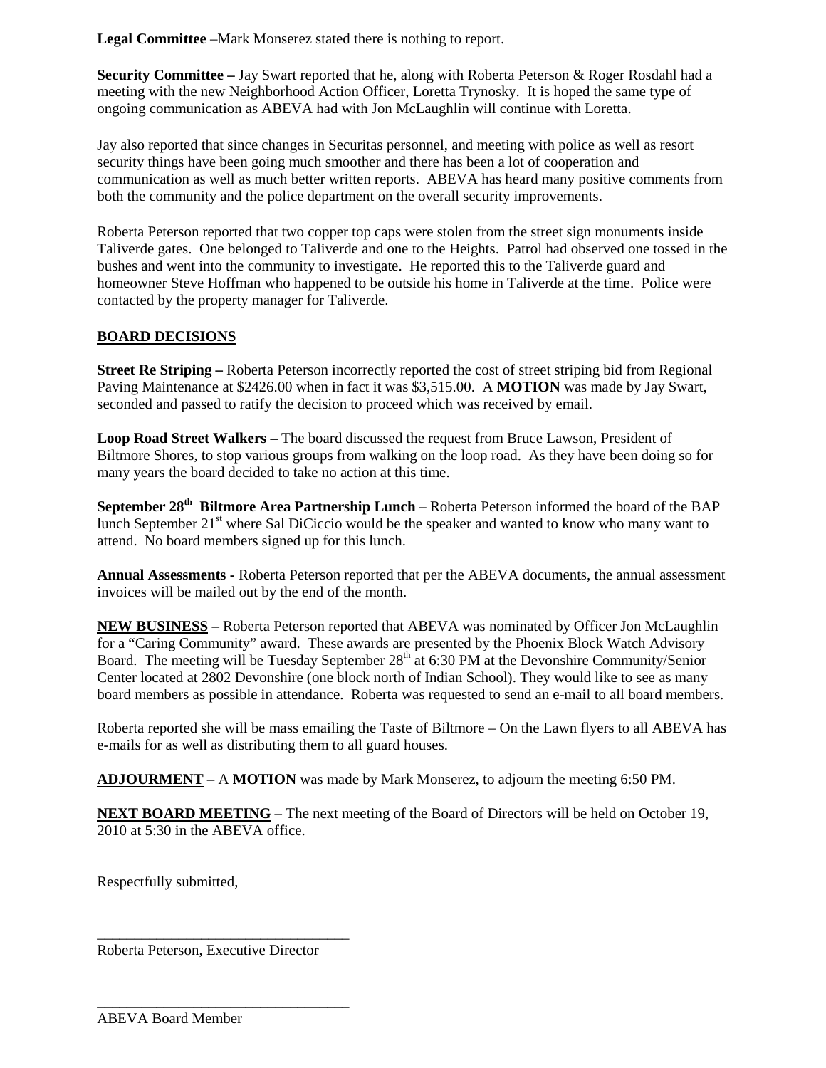**Legal Committee** –Mark Monserez stated there is nothing to report.

**Security Committee –** Jay Swart reported that he, along with Roberta Peterson & Roger Rosdahl had a meeting with the new Neighborhood Action Officer, Loretta Trynosky. It is hoped the same type of ongoing communication as ABEVA had with Jon McLaughlin will continue with Loretta.

Jay also reported that since changes in Securitas personnel, and meeting with police as well as resort security things have been going much smoother and there has been a lot of cooperation and communication as well as much better written reports. ABEVA has heard many positive comments from both the community and the police department on the overall security improvements.

Roberta Peterson reported that two copper top caps were stolen from the street sign monuments inside Taliverde gates. One belonged to Taliverde and one to the Heights. Patrol had observed one tossed in the bushes and went into the community to investigate. He reported this to the Taliverde guard and homeowner Steve Hoffman who happened to be outside his home in Taliverde at the time. Police were contacted by the property manager for Taliverde.

**<u>BOARD DECISIONS</u>**

**Street Re Striping –** Roberta Peterson incorrectly reported the cost of street striping bid from Regional Paving Maintenance at $2426.00 when in fact it was $3,515.00. A **MOTION** was made by Jay Swart, seconded and passed to ratify the decision to proceed which was received by email.

**Loop Road Street Walkers –** The board discussed the request from Bruce Lawson, President of Biltmore Shores, to stop various groups from walking on the loop road. As they have been doing so for many years the board decided to take no action at this time.

**September 28th Biltmore Area Partnership Lunch –** Roberta Peterson informed the board of the BAP lunch September 21st where Sal DiCiccio would be the speaker and wanted to know who many want to attend. No board members signed up for this lunch.

**Annual Assessments -** Roberta Peterson reported that per the ABEVA documents, the annual assessment invoices will be mailed out by the end of the month.

**<u>NEW BUSINESS</u>** – Roberta Peterson reported that ABEVA was nominated by Officer Jon McLaughlin for a "Caring Community" award. These awards are presented by the Phoenix Block Watch Advisory Board. The meeting will be Tuesday September 28th at 6:30 PM at the Devonshire Community/Senior Center located at 2802 Devonshire (one block north of Indian School). They would like to see as many board members as possible in attendance. Roberta was requested to send an e-mail to all board members.

Roberta reported she will be mass emailing the Taste of Biltmore – On the Lawn flyers to all ABEVA has e-mails for as well as distributing them to all guard houses.

**<u>ADJOURMENT</u>** – A **MOTION** was made by Mark Monserez, to adjourn the meeting 6:50 PM.

**<u>NEXT BOARD MEETING</u> –** The next meeting of the Board of Directors will be held on October 19, 2010 at 5:30 in the ABEVA office.

Respectfully submitted,

\_\_\_\_\_\_\_\_\_\_\_\_\_\_\_\_\_\_\_\_\_\_\_\_\_\_\_\_\_\_\_\_\_\_\_

Roberta Peterson, Executive Director

\_\_\_\_\_\_\_\_\_\_\_\_\_\_\_\_\_\_\_\_\_\_\_\_\_\_\_\_\_\_\_\_\_\_\_

ABEVA Board Member